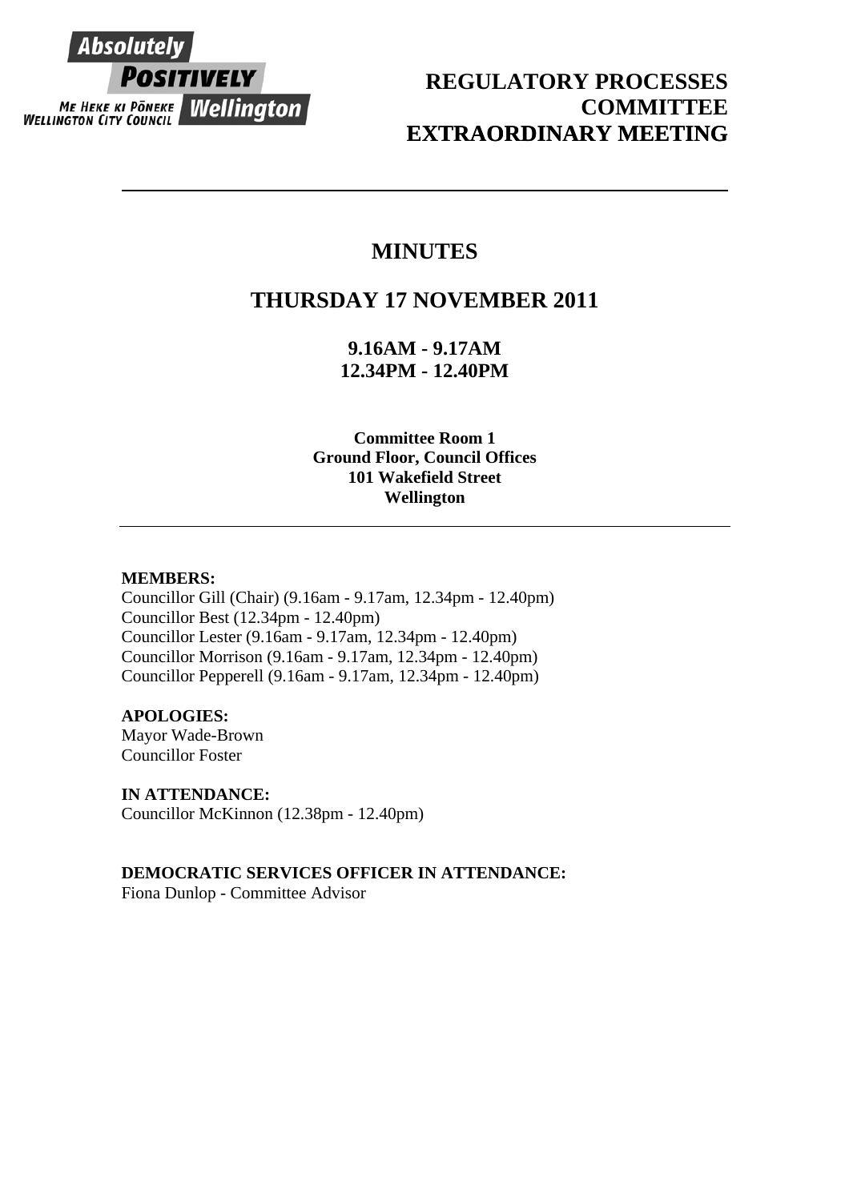Absolutely POSITIVELY Wellington
ME HEKE KI PŌNEKE
WELLINGTON CITY COUNCIL

# REGULATORY PROCESSES COMMITTEE EXTRAORDINARY MEETING

---

## MINUTES

## THURSDAY 17 NOVEMBER 2011

### 9.16AM - 9.17AM
### 12.34PM - 12.40PM

**Committee Room 1**
**Ground Floor, Council Offices**
**101 Wakefield Street**
**Wellington**

---

**MEMBERS:**
Councillor Gill (Chair) (9.16am - 9.17am, 12.34pm - 12.40pm)
Councillor Best (12.34pm - 12.40pm)
Councillor Lester (9.16am - 9.17am, 12.34pm - 12.40pm)
Councillor Morrison (9.16am - 9.17am, 12.34pm - 12.40pm)
Councillor Pepperell (9.16am - 9.17am, 12.34pm - 12.40pm)

**APOLOGIES:**
Mayor Wade-Brown
Councillor Foster

**IN ATTENDANCE:**
Councillor McKinnon (12.38pm - 12.40pm)

**DEMOCRATIC SERVICES OFFICER IN ATTENDANCE:**
Fiona Dunlop - Committee Advisor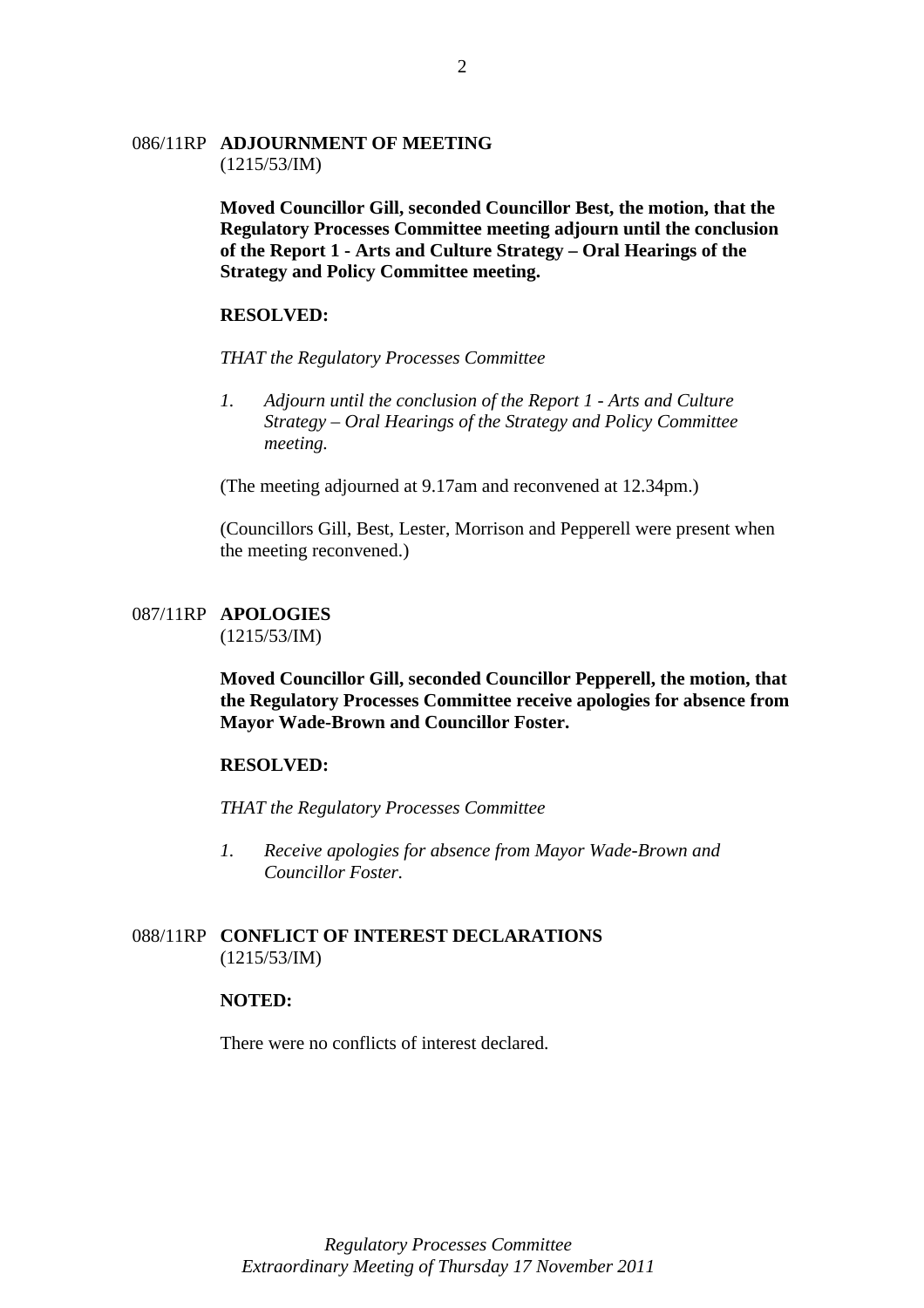086/11RP **ADJOURNMENT OF MEETING**
(1215/53/IM)

**Moved Councillor Gill, seconded Councillor Best, the motion, that the Regulatory Processes Committee meeting adjourn until the conclusion of the Report 1 - Arts and Culture Strategy – Oral Hearings of the Strategy and Policy Committee meeting.**

**RESOLVED:**

*THAT the Regulatory Processes Committee*

1. *Adjourn until the conclusion of the Report 1 - Arts and Culture Strategy – Oral Hearings of the Strategy and Policy Committee meeting.*

(The meeting adjourned at 9.17am and reconvened at 12.34pm.)

(Councillors Gill, Best, Lester, Morrison and Pepperell were present when the meeting reconvened.)

087/11RP **APOLOGIES**
(1215/53/IM)

**Moved Councillor Gill, seconded Councillor Pepperell, the motion, that the Regulatory Processes Committee receive apologies for absence from Mayor Wade-Brown and Councillor Foster.**

**RESOLVED:**

*THAT the Regulatory Processes Committee*

1. *Receive apologies for absence from Mayor Wade-Brown and Councillor Foster.*

088/11RP **CONFLICT OF INTEREST DECLARATIONS**
(1215/53/IM)

**NOTED:**

There were no conflicts of interest declared.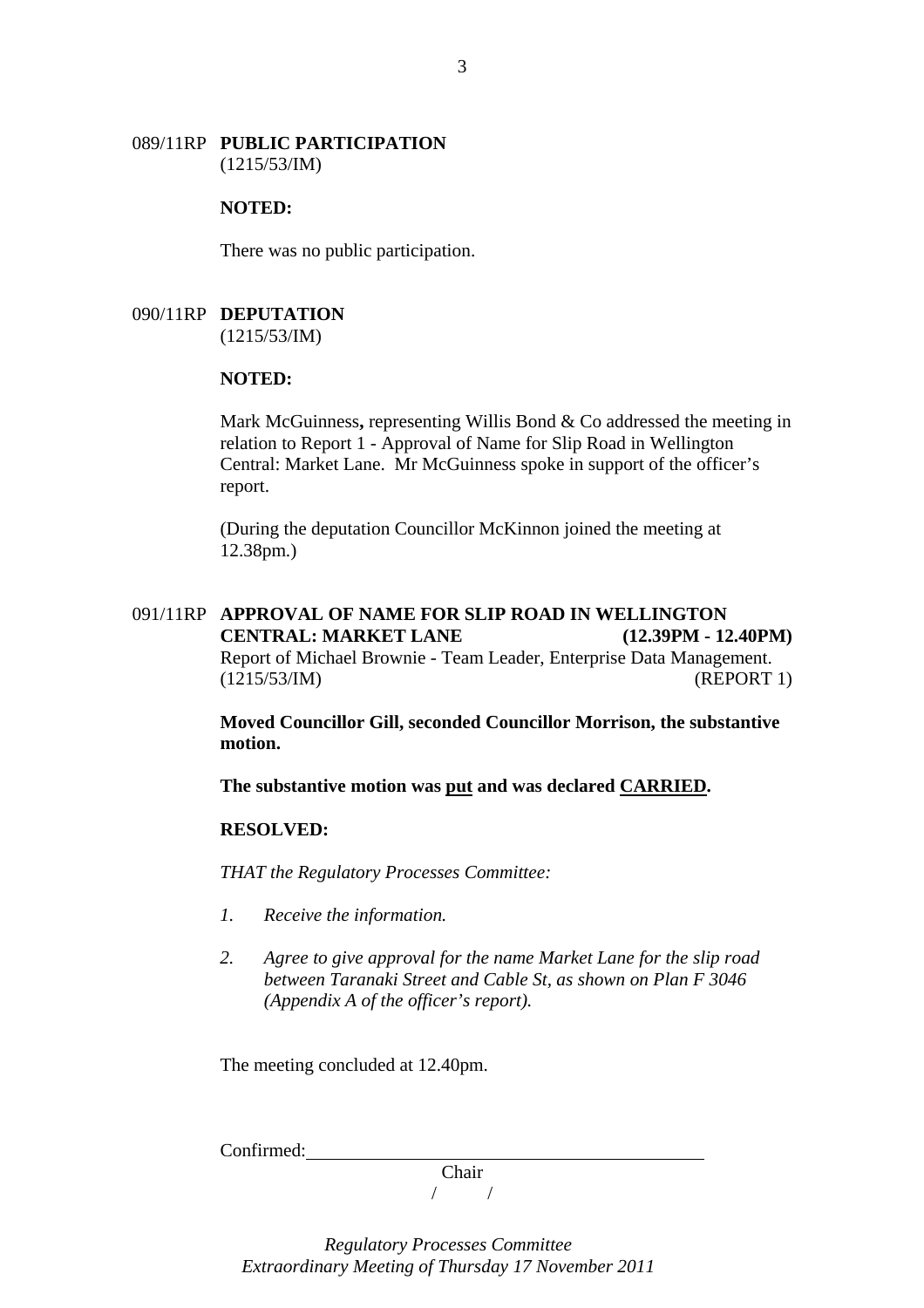089/11RP **PUBLIC PARTICIPATION**
(1215/53/IM)

**NOTED:**

There was no public participation.

090/11RP **DEPUTATION**
(1215/53/IM)

**NOTED:**

Mark McGuinness**,** representing Willis Bond & Co addressed the meeting in relation to Report 1 - Approval of Name for Slip Road in Wellington Central: Market Lane. Mr McGuinness spoke in support of the officer's report.

(During the deputation Councillor McKinnon joined the meeting at 12.38pm.)

091/11RP **APPROVAL OF NAME FOR SLIP ROAD IN WELLINGTON CENTRAL: MARKET LANE (12.39PM - 12.40PM)**
Report of Michael Brownie - Team Leader, Enterprise Data Management.
(1215/53/IM) (REPORT 1)

**Moved Councillor Gill, seconded Councillor Morrison, the substantive motion.**

**The substantive motion was <u>put</u> and was declared <u>CARRIED</u>.**

**RESOLVED:**

*THAT the Regulatory Processes Committee:*

1. *Receive the information.*

2. *Agree to give approval for the name Market Lane for the slip road between Taranaki Street and Cable St, as shown on Plan F 3046 (Appendix A of the officer's report).*

The meeting concluded at 12.40pm.

Confirmed: ____________________________________________
Chair
/ /

*Regulatory Processes Committee*
*Extraordinary Meeting of Thursday 17 November 2011*